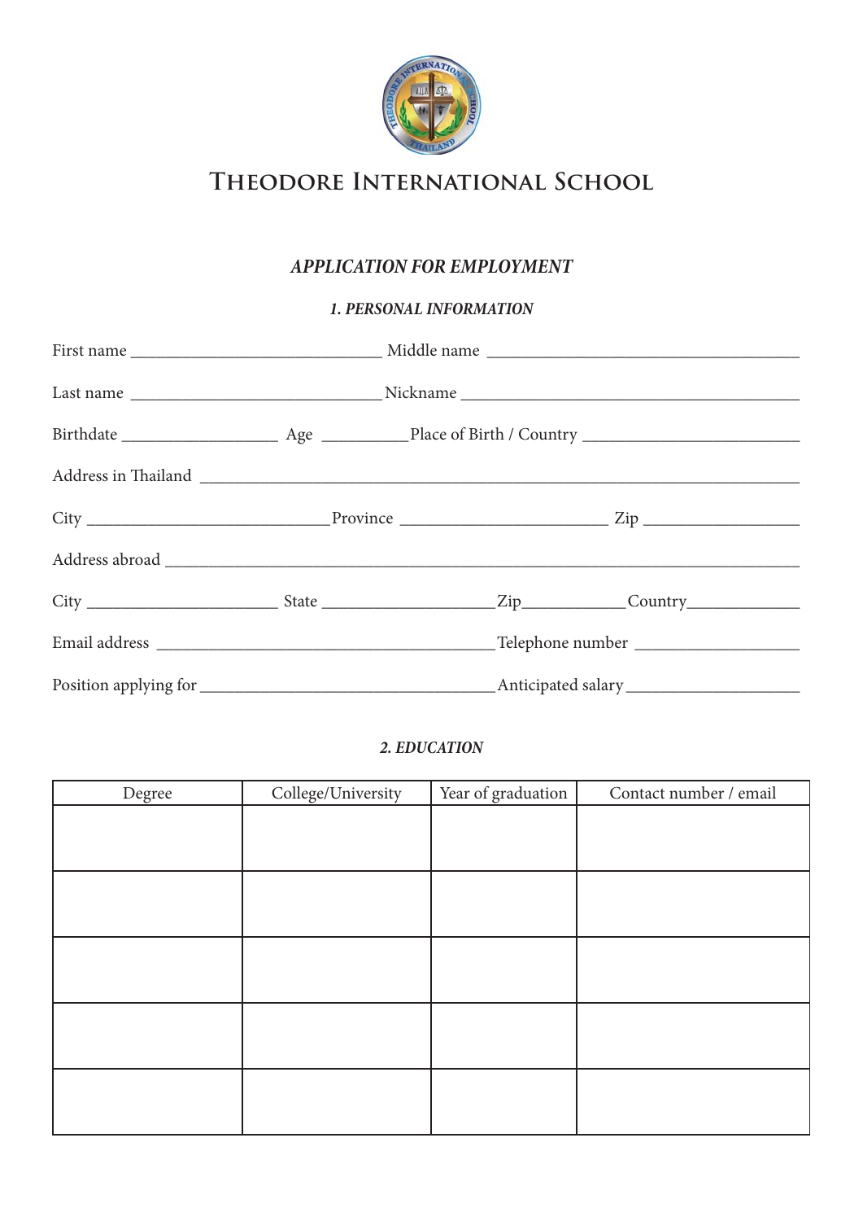# THEODORE INTERNATIONAL SCHOOL

## *APPLICATION FOR EMPLOYMENT*

### *1. PERSONAL INFORMATION*

First name ____________________________ Middle name ___________________________________

Last name ____________________________ Nickname ______________________________________

Birthdate _________________ Age _________ Place of Birth / Country ________________________

Address in Thailand ___________________________________________________________________

City ___________________________ Province _______________________ Zip _________________

Address abroad _______________________________________________________________________

City _____________________ State __________________ Zip___________ Country_____________

Email address ______________________________________ Telephone number __________________

Position applying for _________________________________ Anticipated salary __________________

### *2. EDUCATION*

| Degree | College/University | Year of graduation | Contact number / email |
|---|---|---|---|
| | | | |
| | | | |
| | | | |
| | | | |
| | | | |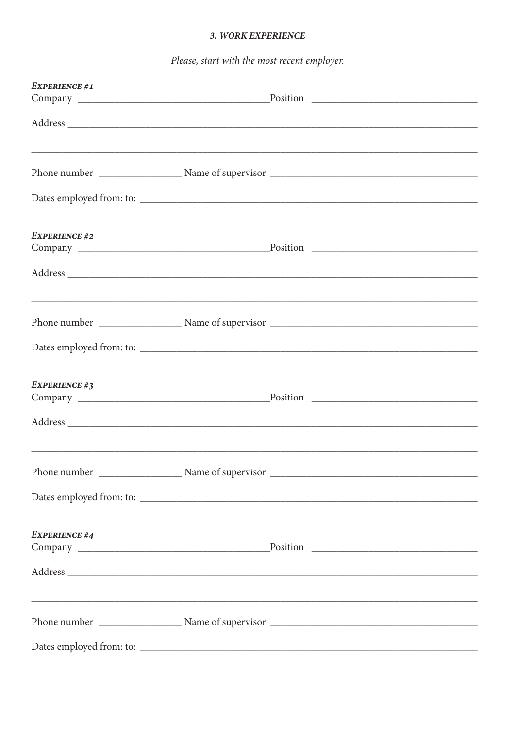### *3. WORK EXPERIENCE*

*Please, start with the most recent employer.*

***Experience #1***

Company ____________________________________ Position ______________________________

Address ______________________________________________________________________________

______________________________________________________________________________________

Phone number _______________ Name of supervisor ______________________________________

Dates employed from: to: _______________________________________________________________

***Experience #2***

Company ____________________________________ Position ______________________________

Address ______________________________________________________________________________

______________________________________________________________________________________

Phone number _______________ Name of supervisor ______________________________________

Dates employed from: to: _______________________________________________________________

***Experience #3***

Company ____________________________________ Position ______________________________

Address ______________________________________________________________________________

______________________________________________________________________________________

Phone number _______________ Name of supervisor ______________________________________

Dates employed from: to: _______________________________________________________________

***Experience #4***

Company ____________________________________ Position ______________________________

Address ______________________________________________________________________________

______________________________________________________________________________________

Phone number _______________ Name of supervisor ______________________________________

Dates employed from: to: _______________________________________________________________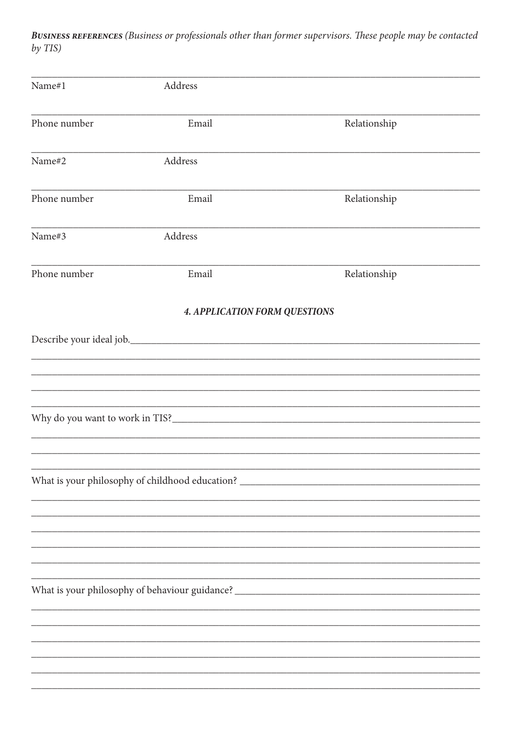***Business references** (Business or professionals other than former supervisors. These people may be contacted by TIS)*

______________________________________________________________________

Name#1 &nbsp;&nbsp;&nbsp;&nbsp;&nbsp;&nbsp;&nbsp;&nbsp; Address

______________________________________________________________________

Phone number &nbsp;&nbsp;&nbsp;&nbsp;&nbsp;&nbsp;&nbsp;&nbsp; Email &nbsp;&nbsp;&nbsp;&nbsp;&nbsp;&nbsp;&nbsp;&nbsp; Relationship

______________________________________________________________________

Name#2 &nbsp;&nbsp;&nbsp;&nbsp;&nbsp;&nbsp;&nbsp;&nbsp; Address

______________________________________________________________________

Phone number &nbsp;&nbsp;&nbsp;&nbsp;&nbsp;&nbsp;&nbsp;&nbsp; Email &nbsp;&nbsp;&nbsp;&nbsp;&nbsp;&nbsp;&nbsp;&nbsp; Relationship

______________________________________________________________________

Name#3 &nbsp;&nbsp;&nbsp;&nbsp;&nbsp;&nbsp;&nbsp;&nbsp; Address

______________________________________________________________________

Phone number &nbsp;&nbsp;&nbsp;&nbsp;&nbsp;&nbsp;&nbsp;&nbsp; Email &nbsp;&nbsp;&nbsp;&nbsp;&nbsp;&nbsp;&nbsp;&nbsp; Relationship

## *4. APPLICATION FORM QUESTIONS*

Describe your ideal job.______________________________________________________

______________________________________________________________________

______________________________________________________________________

______________________________________________________________________

______________________________________________________________________

Why do you want to work in TIS?_______________________________________________

______________________________________________________________________

______________________________________________________________________

______________________________________________________________________

What is your philosophy of childhood education? ___________________________________

______________________________________________________________________

______________________________________________________________________

______________________________________________________________________

______________________________________________________________________

______________________________________________________________________

______________________________________________________________________

What is your philosophy of behaviour guidance? ___________________________________

______________________________________________________________________

______________________________________________________________________

______________________________________________________________________

______________________________________________________________________

______________________________________________________________________

______________________________________________________________________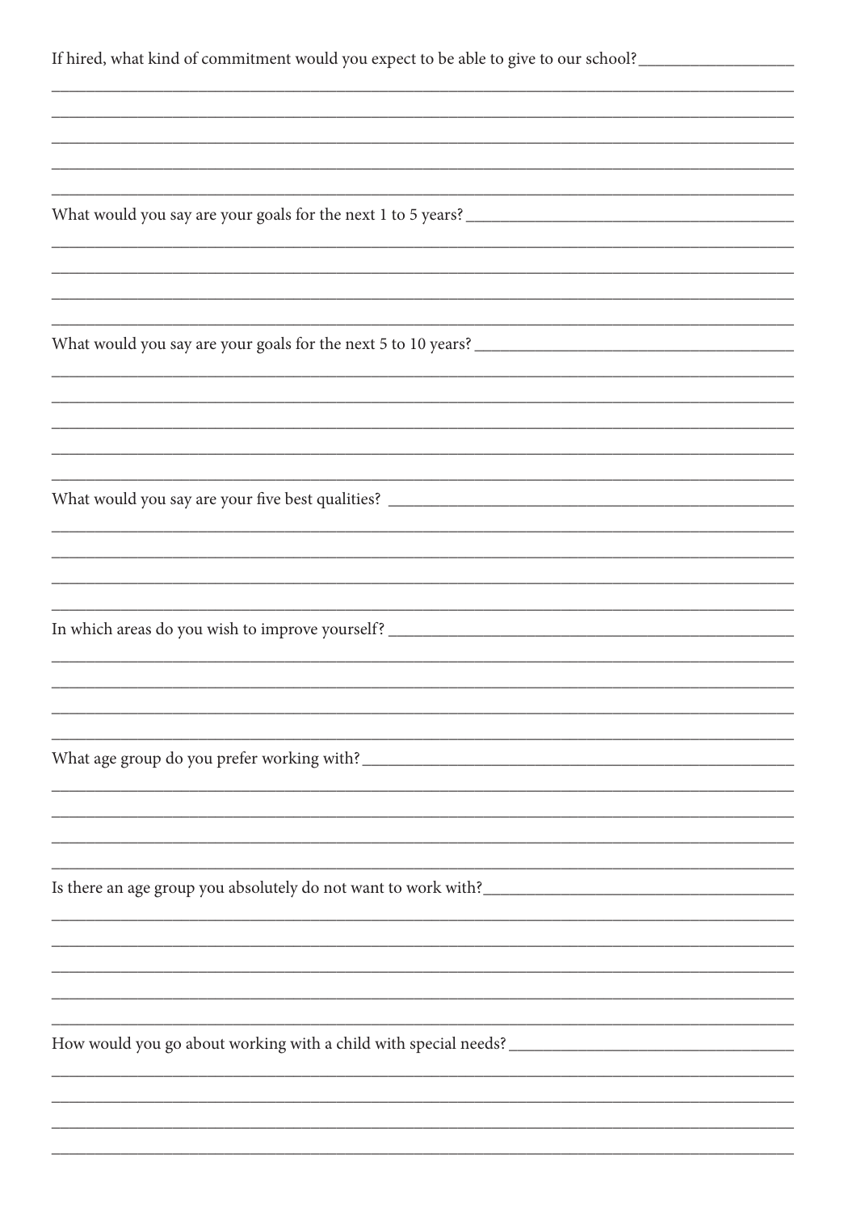If hired, what kind of commitment would you expect to be able to give to our school?

What would you say are your goals for the next 1 to 5 years?

What would you say are your goals for the next 5 to 10 years?

What would you say are your five best qualities?

In which areas do you wish to improve yourself?

What age group do you prefer working with?

Is there an age group you absolutely do not want to work with?

How would you go about working with a child with special needs?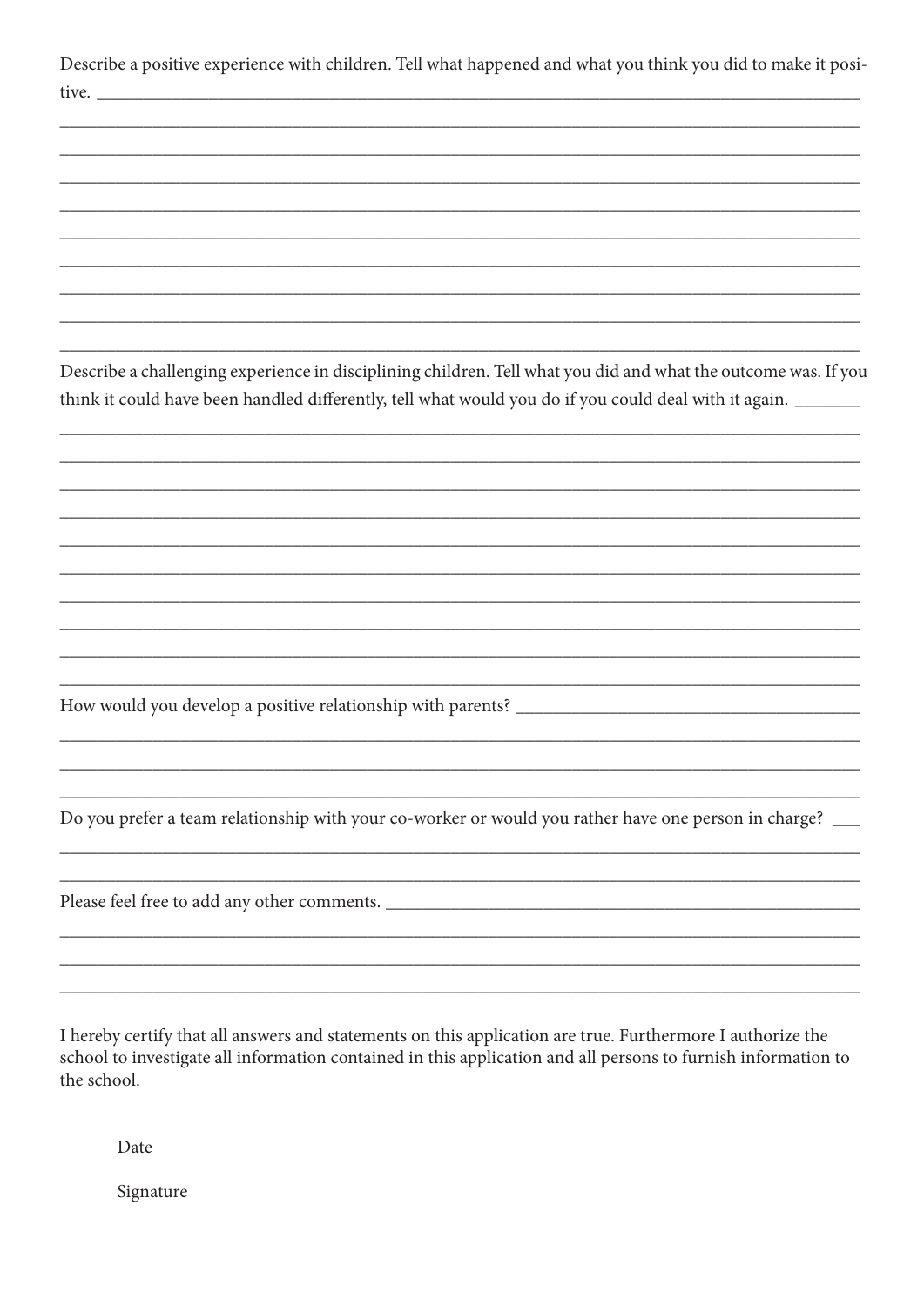Describe a positive experience with children. Tell what happened and what you think you did to make it positive. \_\_\_\_\_\_\_\_\_\_\_\_\_\_\_\_\_\_\_\_\_\_\_\_\_\_\_\_\_\_\_\_\_\_\_\_\_\_\_\_\_\_\_\_\_\_\_\_\_\_\_\_\_\_\_\_\_\_\_\_\_\_\_\_\_\_\_\_\_\_\_\_\_\_\_\_\_\_

Describe a challenging experience in disciplining children. Tell what you did and what the outcome was. If you think it could have been handled differently, tell what would you do if you could deal with it again. \_\_\_\_\_\_\_

How would you develop a positive relationship with parents? \_\_\_\_\_\_\_\_\_\_\_\_\_\_\_\_\_\_\_\_\_\_\_\_\_\_\_\_\_\_\_\_\_\_\_\_\_\_\_\_

Do you prefer a team relationship with your co-worker or would you rather have one person in charge? \_\_\_

Please feel free to add any other comments. \_\_\_\_\_\_\_\_\_\_\_\_\_\_\_\_\_\_\_\_\_\_\_\_\_\_\_\_\_\_\_\_\_\_\_\_\_\_\_\_\_\_\_\_\_\_\_\_\_\_\_\_\_\_

I hereby certify that all answers and statements on this application are true. Furthermore I authorize the school to investigate all information contained in this application and all persons to furnish information to the school.

Date

Signature